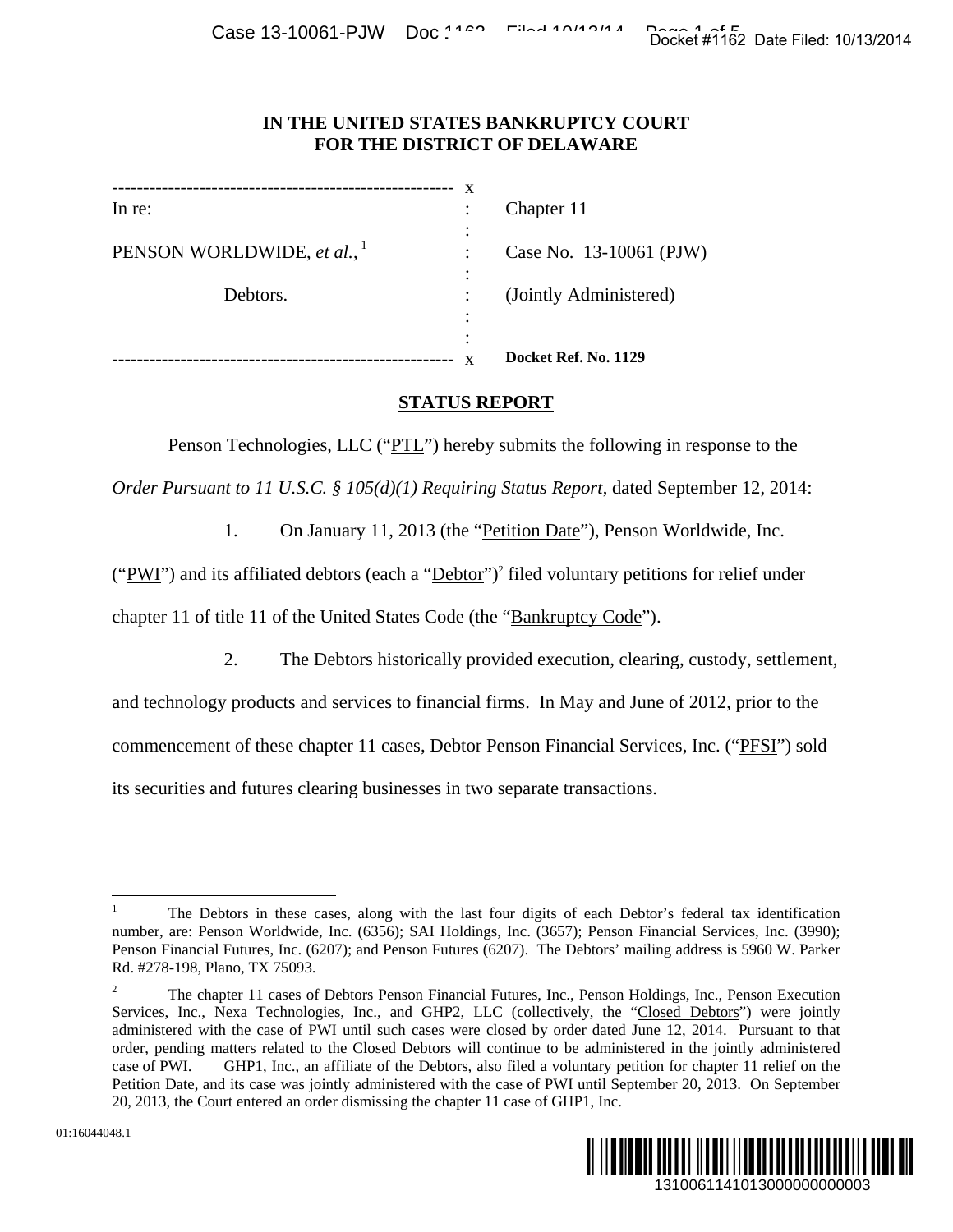# IN THE UNITED STATES BANKRUPTCY COURT FOR THE DISTRICT OF DELAWARE

| | | |
|---|---|---|
| In re: | : | Chapter 11 |
| PENSON WORLDWIDE, *et al.*,[1] | : | Case No. 13-10061 (PJW) |
| Debtors. | : | (Jointly Administered) |
| | : | **Docket Ref. No. 1129** |

## STATUS REPORT

Penson Technologies, LLC ("PTL") hereby submits the following in response to the *Order Pursuant to 11 U.S.C. § 105(d)(1) Requiring Status Report*, dated September 12, 2014:

1. On January 11, 2013 (the "Petition Date"), Penson Worldwide, Inc. ("PWI") and its affiliated debtors (each a "Debtor")[2] filed voluntary petitions for relief under chapter 11 of title 11 of the United States Code (the "Bankruptcy Code").

2. The Debtors historically provided execution, clearing, custody, settlement, and technology products and services to financial firms. In May and June of 2012, prior to the commencement of these chapter 11 cases, Debtor Penson Financial Services, Inc. ("PFSI") sold its securities and futures clearing businesses in two separate transactions.

---

[1] The Debtors in these cases, along with the last four digits of each Debtor's federal tax identification number, are: Penson Worldwide, Inc. (6356); SAI Holdings, Inc. (3657); Penson Financial Services, Inc. (3990); Penson Financial Futures, Inc. (6207); and Penson Futures (6207). The Debtors' mailing address is 5960 W. Parker Rd. #278-198, Plano, TX 75093.

[2] The chapter 11 cases of Debtors Penson Financial Futures, Inc., Penson Holdings, Inc., Penson Execution Services, Inc., Nexa Technologies, Inc., and GHP2, LLC (collectively, the "Closed Debtors") were jointly administered with the case of PWI until such cases were closed by order dated June 12, 2014. Pursuant to that order, pending matters related to the Closed Debtors will continue to be administered in the jointly administered case of PWI. GHP1, Inc., an affiliate of the Debtors, also filed a voluntary petition for chapter 11 relief on the Petition Date, and its case was jointly administered with the case of PWI until September 20, 2013. On September 20, 2013, the Court entered an order dismissing the chapter 11 case of GHP1, Inc.

01:16044048.1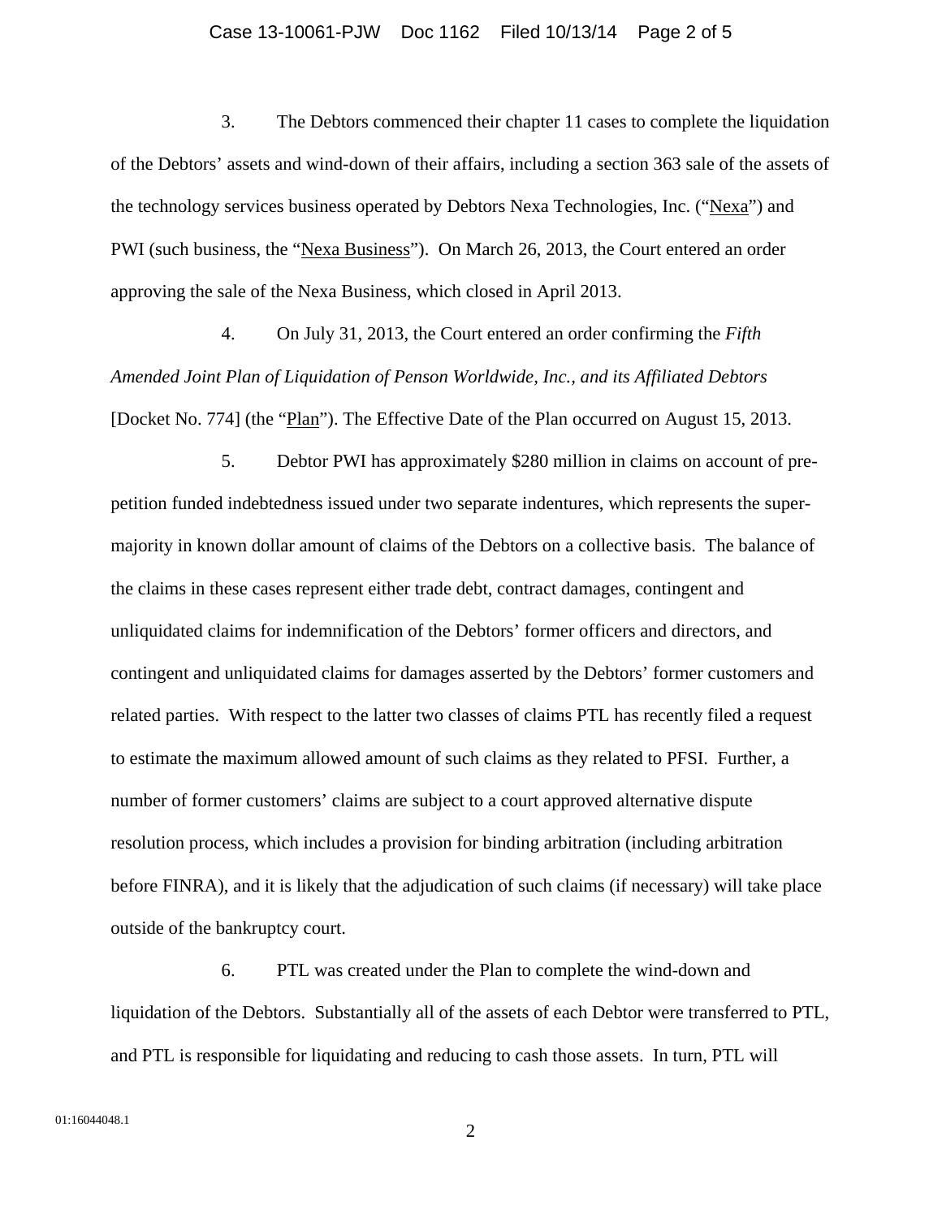3. The Debtors commenced their chapter 11 cases to complete the liquidation of the Debtors' assets and wind-down of their affairs, including a section 363 sale of the assets of the technology services business operated by Debtors Nexa Technologies, Inc. ("Nexa") and PWI (such business, the "Nexa Business"). On March 26, 2013, the Court entered an order approving the sale of the Nexa Business, which closed in April 2013.

4. On July 31, 2013, the Court entered an order confirming the *Fifth Amended Joint Plan of Liquidation of Penson Worldwide, Inc., and its Affiliated Debtors* [Docket No. 774] (the "Plan"). The Effective Date of the Plan occurred on August 15, 2013.

5. Debtor PWI has approximately $280 million in claims on account of pre-petition funded indebtedness issued under two separate indentures, which represents the super-majority in known dollar amount of claims of the Debtors on a collective basis. The balance of the claims in these cases represent either trade debt, contract damages, contingent and unliquidated claims for indemnification of the Debtors' former officers and directors, and contingent and unliquidated claims for damages asserted by the Debtors' former customers and related parties. With respect to the latter two classes of claims PTL has recently filed a request to estimate the maximum allowed amount of such claims as they related to PFSI. Further, a number of former customers' claims are subject to a court approved alternative dispute resolution process, which includes a provision for binding arbitration (including arbitration before FINRA), and it is likely that the adjudication of such claims (if necessary) will take place outside of the bankruptcy court.

6. PTL was created under the Plan to complete the wind-down and liquidation of the Debtors. Substantially all of the assets of each Debtor were transferred to PTL, and PTL is responsible for liquidating and reducing to cash those assets. In turn, PTL will

01:16044048.1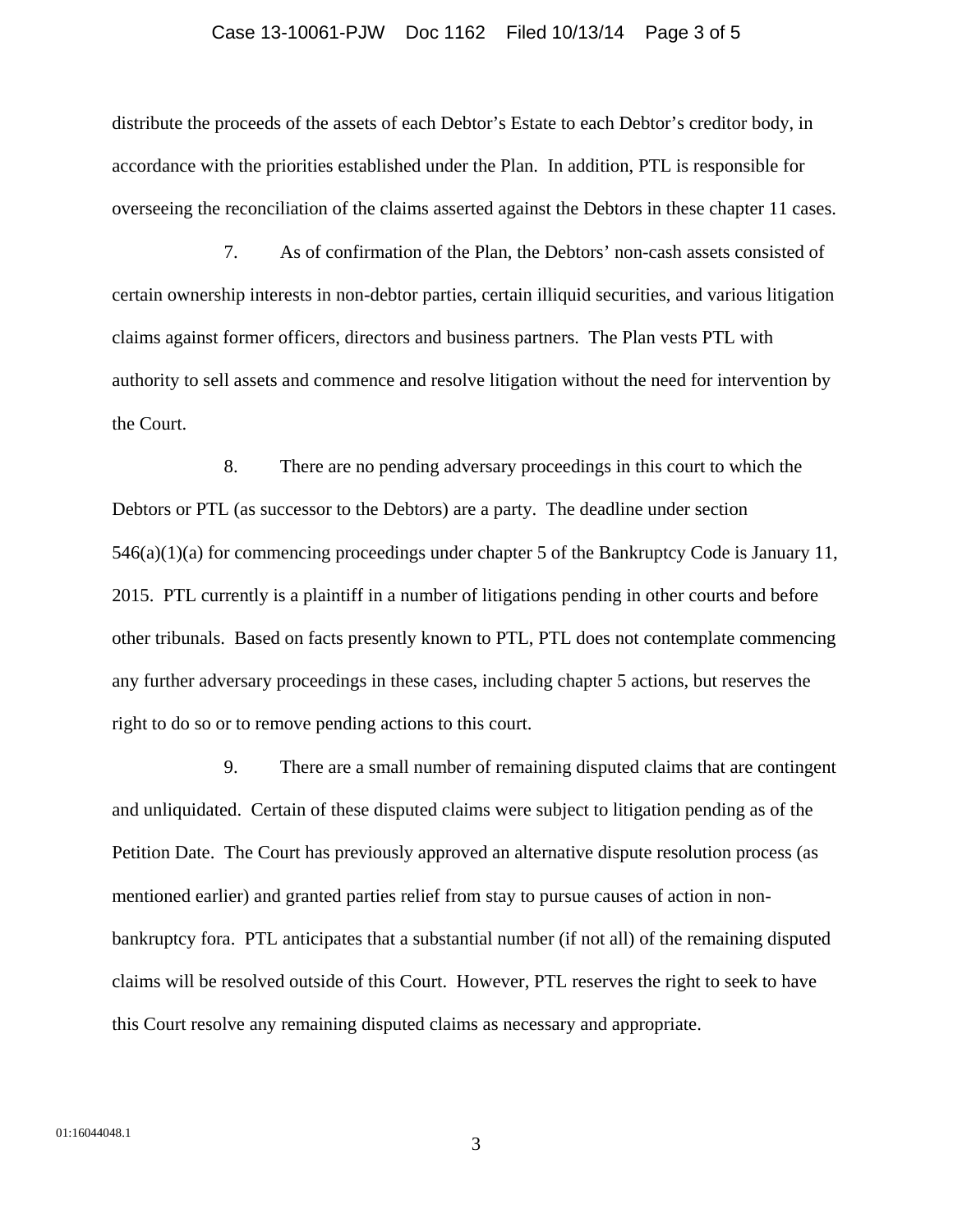distribute the proceeds of the assets of each Debtor's Estate to each Debtor's creditor body, in accordance with the priorities established under the Plan. In addition, PTL is responsible for overseeing the reconciliation of the claims asserted against the Debtors in these chapter 11 cases.

7. As of confirmation of the Plan, the Debtors' non-cash assets consisted of certain ownership interests in non-debtor parties, certain illiquid securities, and various litigation claims against former officers, directors and business partners. The Plan vests PTL with authority to sell assets and commence and resolve litigation without the need for intervention by the Court.

8. There are no pending adversary proceedings in this court to which the Debtors or PTL (as successor to the Debtors) are a party. The deadline under section 546(a)(1)(a) for commencing proceedings under chapter 5 of the Bankruptcy Code is January 11, 2015. PTL currently is a plaintiff in a number of litigations pending in other courts and before other tribunals. Based on facts presently known to PTL, PTL does not contemplate commencing any further adversary proceedings in these cases, including chapter 5 actions, but reserves the right to do so or to remove pending actions to this court.

9. There are a small number of remaining disputed claims that are contingent and unliquidated. Certain of these disputed claims were subject to litigation pending as of the Petition Date. The Court has previously approved an alternative dispute resolution process (as mentioned earlier) and granted parties relief from stay to pursue causes of action in non-bankruptcy fora. PTL anticipates that a substantial number (if not all) of the remaining disputed claims will be resolved outside of this Court. However, PTL reserves the right to seek to have this Court resolve any remaining disputed claims as necessary and appropriate.

01:16044048.1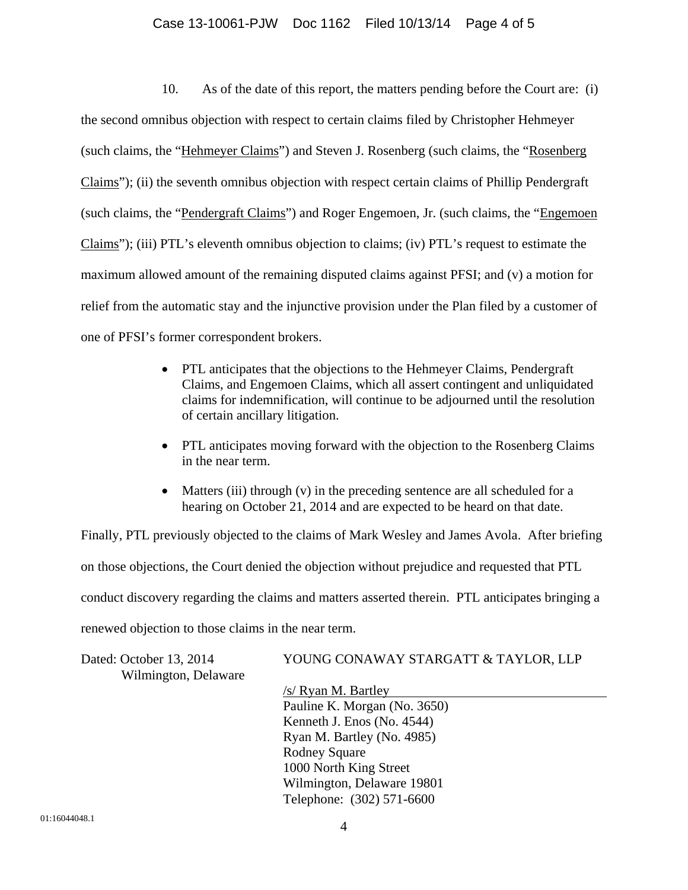10. As of the date of this report, the matters pending before the Court are: (i) the second omnibus objection with respect to certain claims filed by Christopher Hehmeyer (such claims, the "Hehmeyer Claims") and Steven J. Rosenberg (such claims, the "Rosenberg Claims"); (ii) the seventh omnibus objection with respect certain claims of Phillip Pendergraft (such claims, the "Pendergraft Claims") and Roger Engemoen, Jr. (such claims, the "Engemoen Claims"); (iii) PTL's eleventh omnibus objection to claims; (iv) PTL's request to estimate the maximum allowed amount of the remaining disputed claims against PFSI; and (v) a motion for relief from the automatic stay and the injunctive provision under the Plan filed by a customer of one of PFSI's former correspondent brokers.

- PTL anticipates that the objections to the Hehmeyer Claims, Pendergraft Claims, and Engemoen Claims, which all assert contingent and unliquidated claims for indemnification, will continue to be adjourned until the resolution of certain ancillary litigation.
- PTL anticipates moving forward with the objection to the Rosenberg Claims in the near term.
- Matters (iii) through (v) in the preceding sentence are all scheduled for a hearing on October 21, 2014 and are expected to be heard on that date.

Finally, PTL previously objected to the claims of Mark Wesley and James Avola. After briefing on those objections, the Court denied the objection without prejudice and requested that PTL conduct discovery regarding the claims and matters asserted therein. PTL anticipates bringing a renewed objection to those claims in the near term.

Dated: October 13, 2014
Wilmington, Delaware

YOUNG CONAWAY STARGATT & TAYLOR, LLP

/s/ Ryan M. Bartley
Pauline K. Morgan (No. 3650)
Kenneth J. Enos (No. 4544)
Ryan M. Bartley (No. 4985)
Rodney Square
1000 North King Street
Wilmington, Delaware 19801
Telephone: (302) 571-6600

01:16044048.1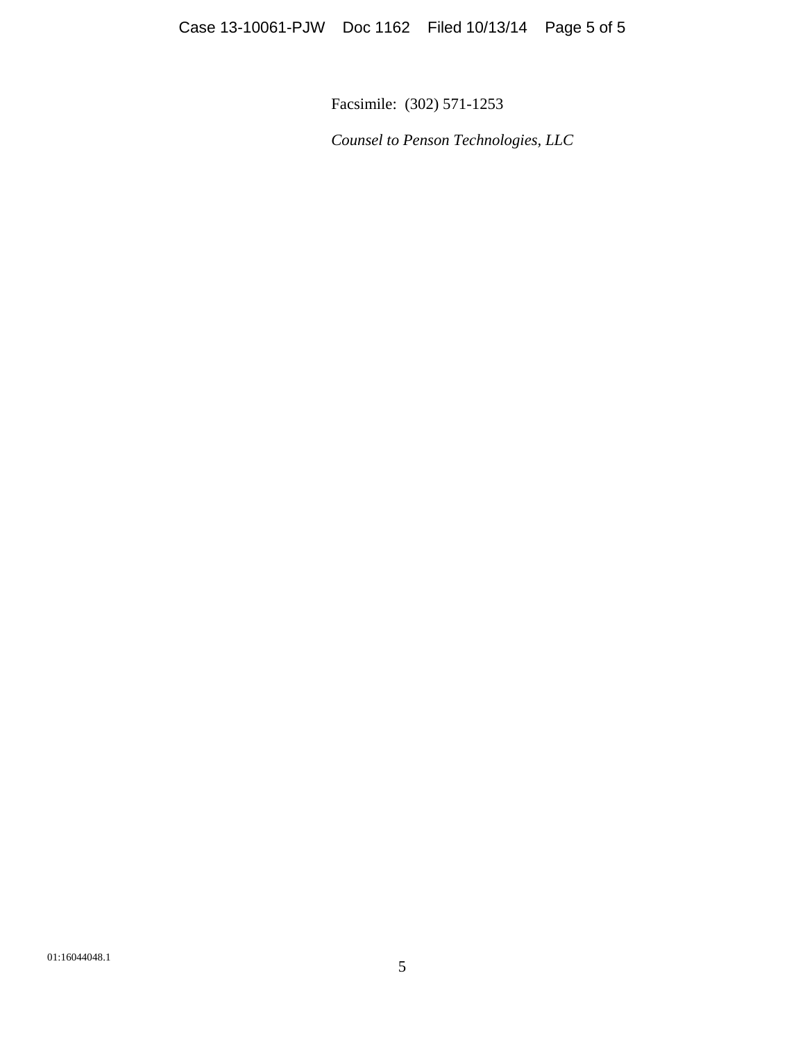Facsimile: (302) 571-1253

*Counsel to Penson Technologies, LLC*

01:16044048.1